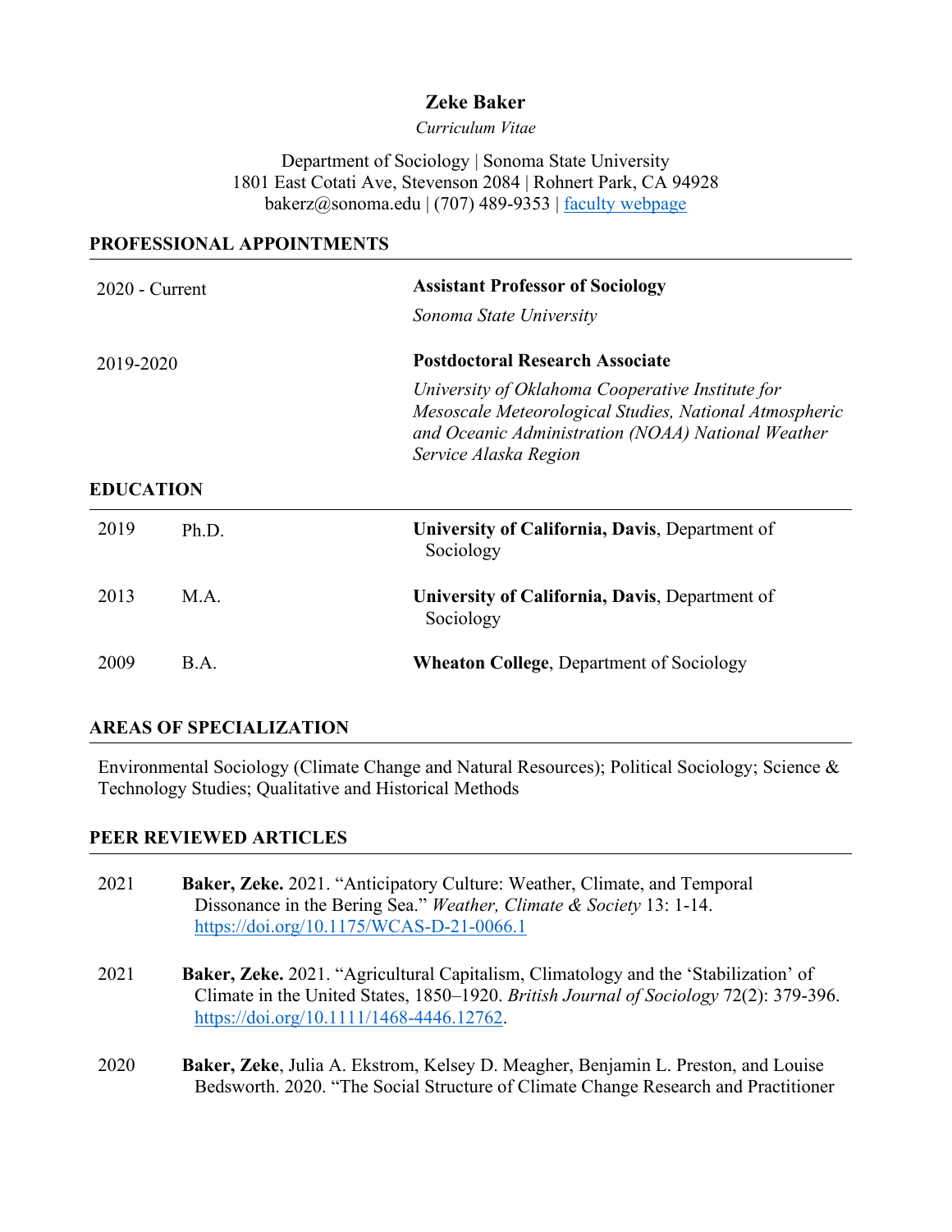# Zeke Baker

*Curriculum Vitae*

Department of Sociology | Sonoma State University
1801 East Cotati Ave, Stevenson 2084 | Rohnert Park, CA 94928
bakerz@sonoma.edu | (707) 489-9353 | [faculty webpage]()

## PROFESSIONAL APPOINTMENTS

2020 - Current — **Assistant Professor of Sociology**
*Sonoma State University*

2019-2020 — **Postdoctoral Research Associate**
*University of Oklahoma Cooperative Institute for Mesoscale Meteorological Studies, National Atmospheric and Oceanic Administration (NOAA) National Weather Service Alaska Region*

## EDUCATION

2019 Ph.D. — **University of California, Davis**, Department of Sociology

2013 M.A. — **University of California, Davis**, Department of Sociology

2009 B.A. — **Wheaton College**, Department of Sociology

## AREAS OF SPECIALIZATION

Environmental Sociology (Climate Change and Natural Resources); Political Sociology; Science & Technology Studies; Qualitative and Historical Methods

## PEER REVIEWED ARTICLES

2021 — **Baker, Zeke.** 2021. "Anticipatory Culture: Weather, Climate, and Temporal Dissonance in the Bering Sea." *Weather, Climate & Society* 13: 1-14. https://doi.org/10.1175/WCAS-D-21-0066.1

2021 — **Baker, Zeke.** 2021. "Agricultural Capitalism, Climatology and the 'Stabilization' of Climate in the United States, 1850–1920. *British Journal of Sociology* 72(2): 379-396. https://doi.org/10.1111/1468-4446.12762.

2020 — **Baker, Zeke**, Julia A. Ekstrom, Kelsey D. Meagher, Benjamin L. Preston, and Louise Bedsworth. 2020. "The Social Structure of Climate Change Research and Practitioner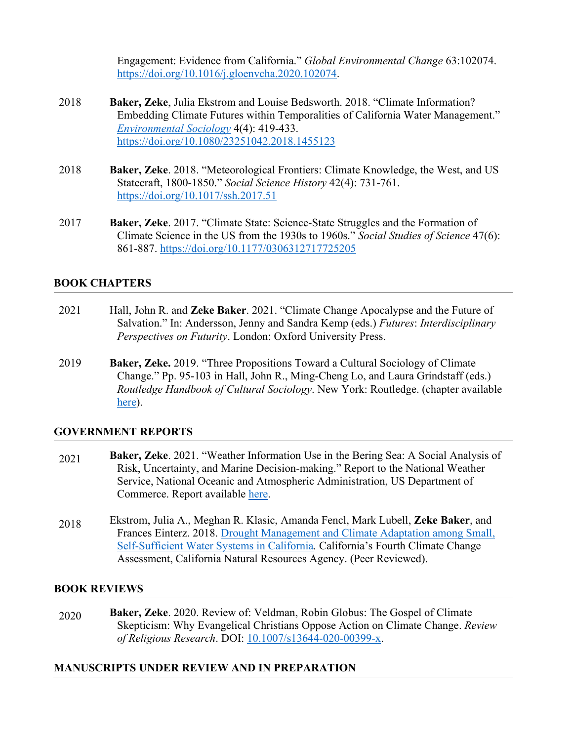Engagement: Evidence from California." *Global Environmental Change* 63:102074. https://doi.org/10.1016/j.gloenvcha.2020.102074.

2018 **Baker, Zeke**, Julia Ekstrom and Louise Bedsworth. 2018. "Climate Information? Embedding Climate Futures within Temporalities of California Water Management." *Environmental Sociology* 4(4): 419-433. https://doi.org/10.1080/23251042.2018.1455123

2018 **Baker, Zeke**. 2018. "Meteorological Frontiers: Climate Knowledge, the West, and US Statecraft, 1800-1850." *Social Science History* 42(4): 731-761. https://doi.org/10.1017/ssh.2017.51

2017 **Baker, Zeke**. 2017. "Climate State: Science-State Struggles and the Formation of Climate Science in the US from the 1930s to 1960s." *Social Studies of Science* 47(6): 861-887. https://doi.org/10.1177/0306312717725205

## BOOK CHAPTERS

2021 Hall, John R. and **Zeke Baker**. 2021. "Climate Change Apocalypse and the Future of Salvation." In: Andersson, Jenny and Sandra Kemp (eds.) *Futures*: *Interdisciplinary Perspectives on Futurity*. London: Oxford University Press.

2019 **Baker, Zeke.** 2019. "Three Propositions Toward a Cultural Sociology of Climate Change." Pp. 95-103 in Hall, John R., Ming-Cheng Lo, and Laura Grindstaff (eds.) *Routledge Handbook of Cultural Sociology*. New York: Routledge. (chapter available here).

## GOVERNMENT REPORTS

2021 **Baker, Zeke**. 2021. "Weather Information Use in the Bering Sea: A Social Analysis of Risk, Uncertainty, and Marine Decision-making." Report to the National Weather Service, National Oceanic and Atmospheric Administration, US Department of Commerce. Report available here.

2018 Ekstrom, Julia A., Meghan R. Klasic, Amanda Fencl, Mark Lubell, **Zeke Baker**, and Frances Einterz. 2018. Drought Management and Climate Adaptation among Small, Self-Sufficient Water Systems in California*.* California's Fourth Climate Change Assessment, California Natural Resources Agency. (Peer Reviewed).

## BOOK REVIEWS

2020 **Baker, Zeke**. 2020. Review of: Veldman, Robin Globus: The Gospel of Climate Skepticism: Why Evangelical Christians Oppose Action on Climate Change. *Review of Religious Research*. DOI: 10.1007/s13644-020-00399-x.

## MANUSCRIPTS UNDER REVIEW AND IN PREPARATION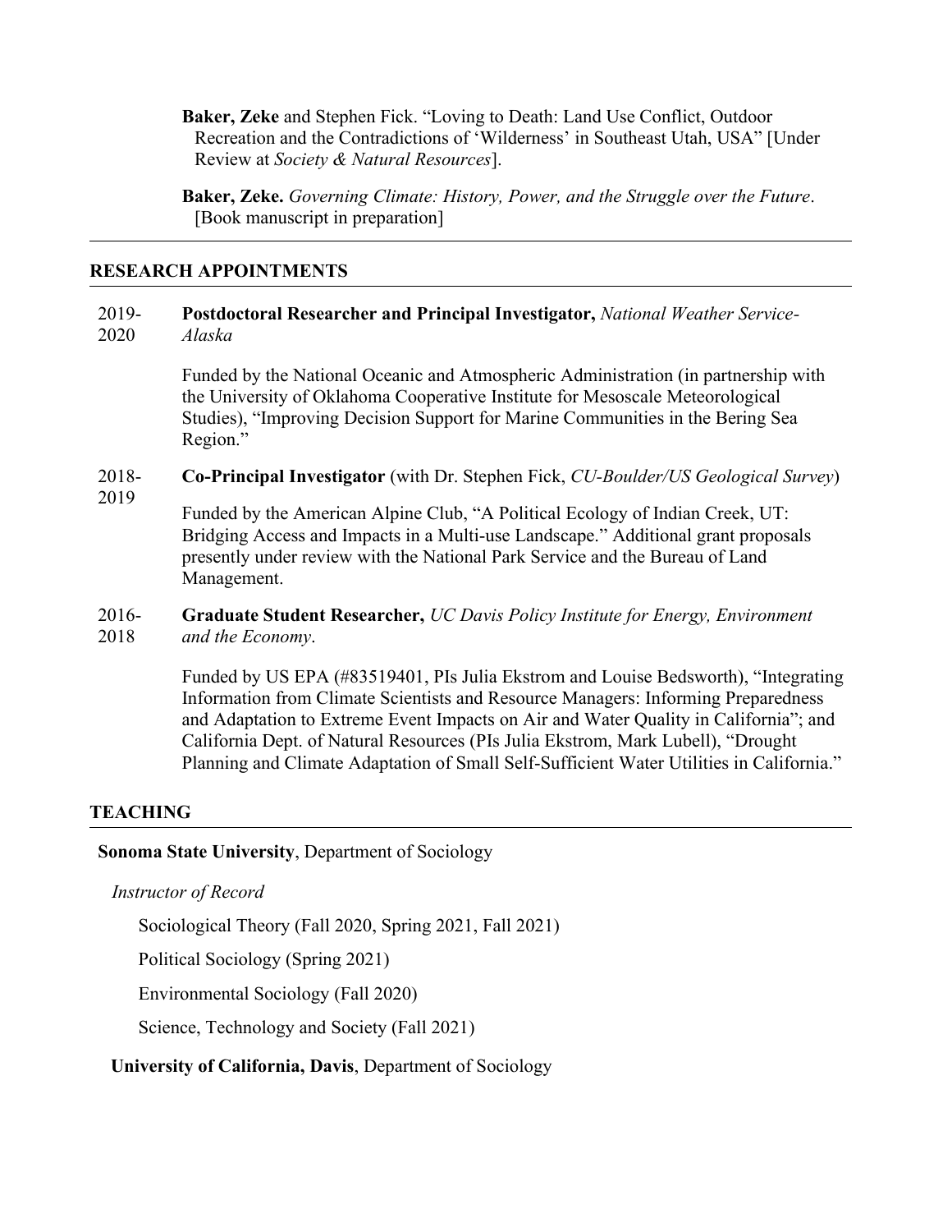**Baker, Zeke** and Stephen Fick. "Loving to Death: Land Use Conflict, Outdoor Recreation and the Contradictions of 'Wilderness' in Southeast Utah, USA" [Under Review at *Society & Natural Resources*].

**Baker, Zeke.** *Governing Climate: History, Power, and the Struggle over the Future*. [Book manuscript in preparation]

---

## RESEARCH APPOINTMENTS

2019-2020 **Postdoctoral Researcher and Principal Investigator,** *National Weather Service-Alaska*

Funded by the National Oceanic and Atmospheric Administration (in partnership with the University of Oklahoma Cooperative Institute for Mesoscale Meteorological Studies), "Improving Decision Support for Marine Communities in the Bering Sea Region."

2018-2019 **Co-Principal Investigator** (with Dr. Stephen Fick, *CU-Boulder/US Geological Survey*)

Funded by the American Alpine Club, "A Political Ecology of Indian Creek, UT: Bridging Access and Impacts in a Multi-use Landscape." Additional grant proposals presently under review with the National Park Service and the Bureau of Land Management.

2016-2018 **Graduate Student Researcher,** *UC Davis Policy Institute for Energy, Environment and the Economy*.

Funded by US EPA (#83519401, PIs Julia Ekstrom and Louise Bedsworth), "Integrating Information from Climate Scientists and Resource Managers: Informing Preparedness and Adaptation to Extreme Event Impacts on Air and Water Quality in California"; and California Dept. of Natural Resources (PIs Julia Ekstrom, Mark Lubell), "Drought Planning and Climate Adaptation of Small Self-Sufficient Water Utilities in California."

## TEACHING

**Sonoma State University**, Department of Sociology

*Instructor of Record*

Sociological Theory (Fall 2020, Spring 2021, Fall 2021)

Political Sociology (Spring 2021)

Environmental Sociology (Fall 2020)

Science, Technology and Society (Fall 2021)

**University of California, Davis**, Department of Sociology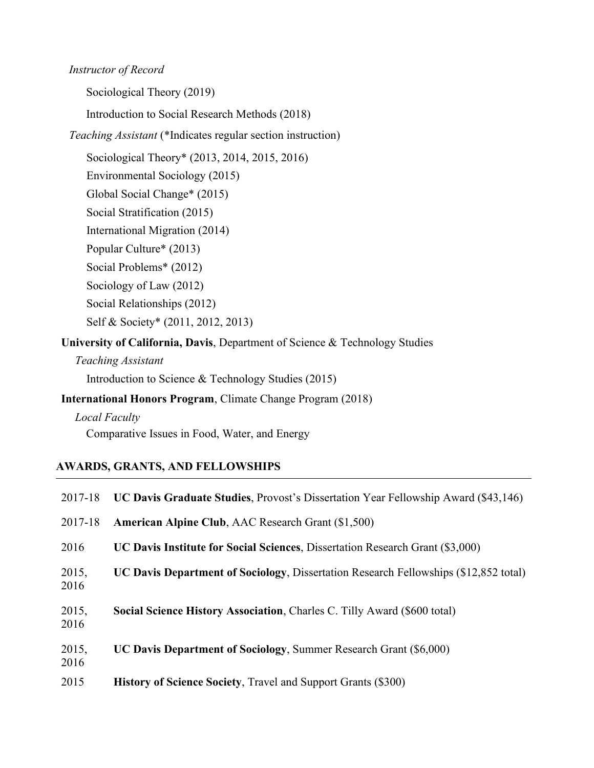*Instructor of Record*

Sociological Theory (2019)

Introduction to Social Research Methods (2018)

*Teaching Assistant* (*Indicates regular section instruction)

Sociological Theory* (2013, 2014, 2015, 2016)

Environmental Sociology (2015)

Global Social Change* (2015)

Social Stratification (2015)

International Migration (2014)

Popular Culture* (2013)

Social Problems* (2012)

Sociology of Law (2012)

Social Relationships (2012)

Self & Society* (2011, 2012, 2013)

**University of California, Davis**, Department of Science & Technology Studies

*Teaching Assistant*

Introduction to Science & Technology Studies (2015)

**International Honors Program**, Climate Change Program (2018)

*Local Faculty*

Comparative Issues in Food, Water, and Energy

## AWARDS, GRANTS, AND FELLOWSHIPS

2017-18 **UC Davis Graduate Studies**, Provost's Dissertation Year Fellowship Award ($43,146)

2017-18 **American Alpine Club**, AAC Research Grant ($1,500)

2016 **UC Davis Institute for Social Sciences**, Dissertation Research Grant ($3,000)

2015, 2016 **UC Davis Department of Sociology**, Dissertation Research Fellowships ($12,852 total)

2015, 2016 **Social Science History Association**, Charles C. Tilly Award ($600 total)

2015, 2016 **UC Davis Department of Sociology**, Summer Research Grant ($6,000)

2015 **History of Science Society**, Travel and Support Grants ($300)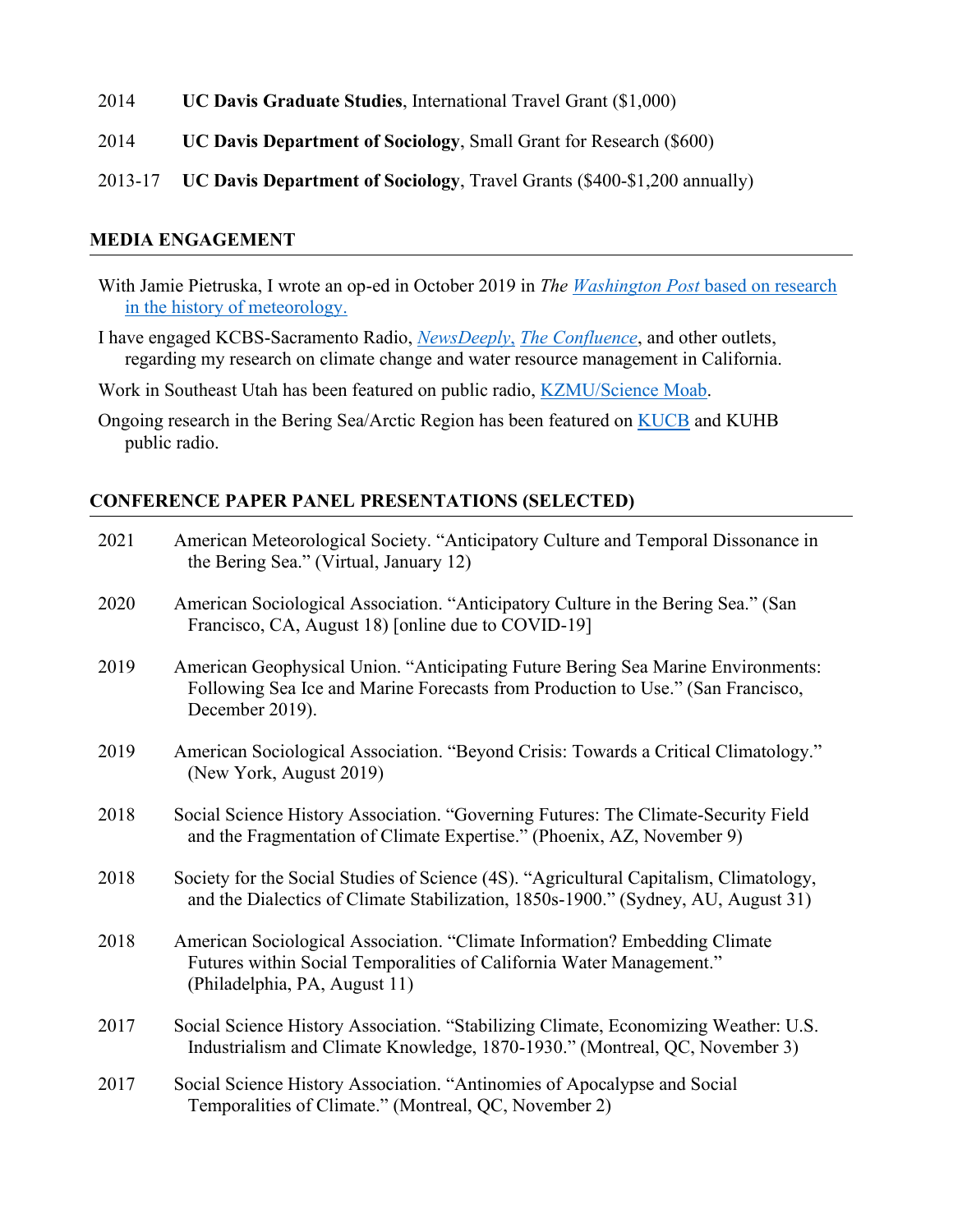2014 **UC Davis Graduate Studies**, International Travel Grant ($1,000)

2014 **UC Davis Department of Sociology**, Small Grant for Research ($600)

2013-17 **UC Davis Department of Sociology**, Travel Grants ($400-$1,200 annually)

## MEDIA ENGAGEMENT

With Jamie Pietruska, I wrote an op-ed in October 2019 in *The* [*Washington Post* based on research in the history of meteorology.]()

I have engaged KCBS-Sacramento Radio, [*NewsDeeply*](), [*The Confluence*](), and other outlets, regarding my research on climate change and water resource management in California.

Work in Southeast Utah has been featured on public radio, [KZMU/Science Moab]().

Ongoing research in the Bering Sea/Arctic Region has been featured on [KUCB]() and KUHB public radio.

## CONFERENCE PAPER PANEL PRESENTATIONS (SELECTED)

2021 American Meteorological Society. "Anticipatory Culture and Temporal Dissonance in the Bering Sea." (Virtual, January 12)

2020 American Sociological Association. "Anticipatory Culture in the Bering Sea." (San Francisco, CA, August 18) [online due to COVID-19]

2019 American Geophysical Union. "Anticipating Future Bering Sea Marine Environments: Following Sea Ice and Marine Forecasts from Production to Use." (San Francisco, December 2019).

2019 American Sociological Association. "Beyond Crisis: Towards a Critical Climatology." (New York, August 2019)

2018 Social Science History Association. "Governing Futures: The Climate-Security Field and the Fragmentation of Climate Expertise." (Phoenix, AZ, November 9)

2018 Society for the Social Studies of Science (4S). "Agricultural Capitalism, Climatology, and the Dialectics of Climate Stabilization, 1850s-1900." (Sydney, AU, August 31)

2018 American Sociological Association. "Climate Information? Embedding Climate Futures within Social Temporalities of California Water Management." (Philadelphia, PA, August 11)

2017 Social Science History Association. "Stabilizing Climate, Economizing Weather: U.S. Industrialism and Climate Knowledge, 1870-1930." (Montreal, QC, November 3)

2017 Social Science History Association. "Antinomies of Apocalypse and Social Temporalities of Climate." (Montreal, QC, November 2)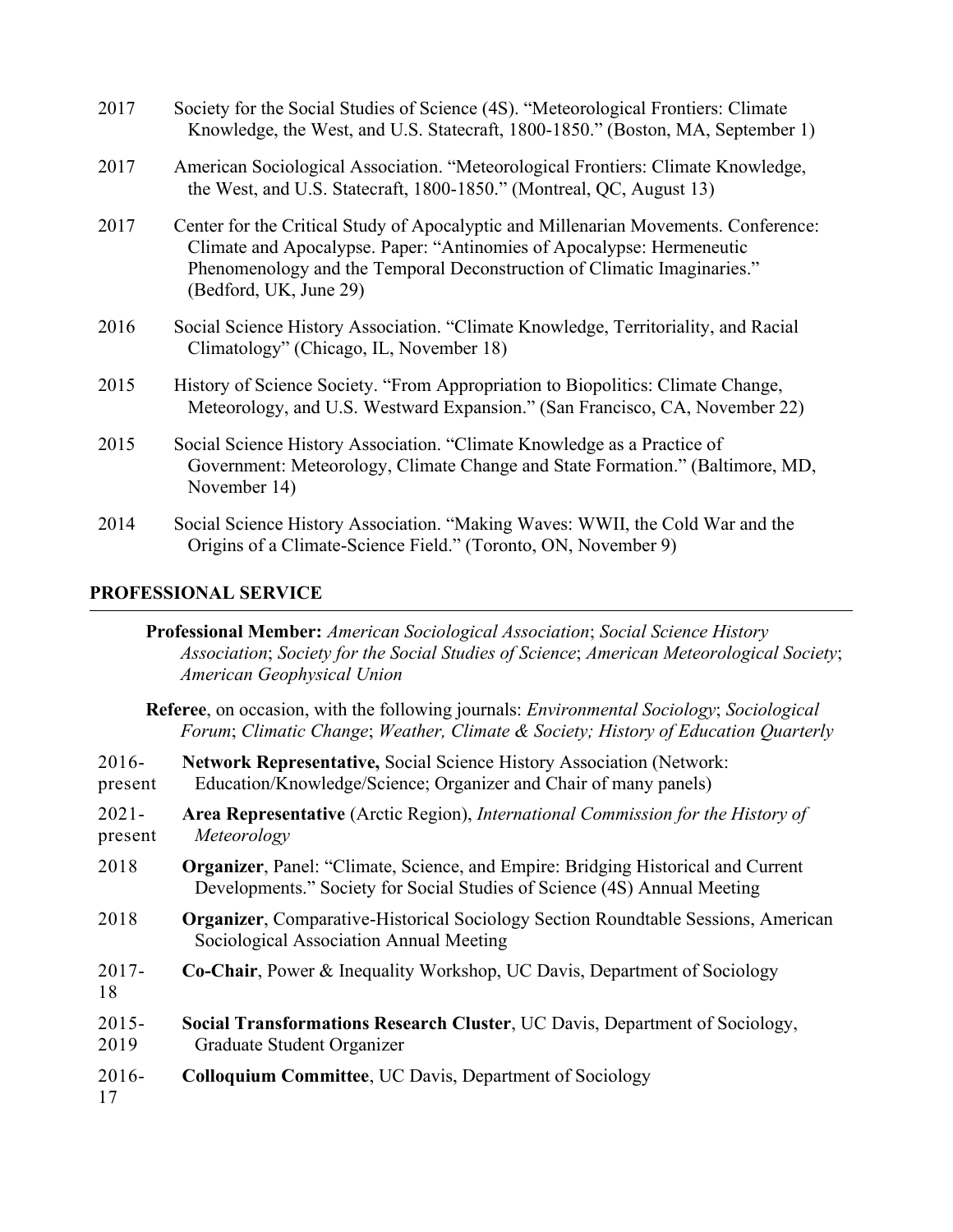2017 Society for the Social Studies of Science (4S). "Meteorological Frontiers: Climate Knowledge, the West, and U.S. Statecraft, 1800-1850." (Boston, MA, September 1)

2017 American Sociological Association. "Meteorological Frontiers: Climate Knowledge, the West, and U.S. Statecraft, 1800-1850." (Montreal, QC, August 13)

2017 Center for the Critical Study of Apocalyptic and Millenarian Movements. Conference: Climate and Apocalypse. Paper: "Antinomies of Apocalypse: Hermeneutic Phenomenology and the Temporal Deconstruction of Climatic Imaginaries." (Bedford, UK, June 29)

2016 Social Science History Association. "Climate Knowledge, Territoriality, and Racial Climatology" (Chicago, IL, November 18)

2015 History of Science Society. "From Appropriation to Biopolitics: Climate Change, Meteorology, and U.S. Westward Expansion." (San Francisco, CA, November 22)

2015 Social Science History Association. "Climate Knowledge as a Practice of Government: Meteorology, Climate Change and State Formation." (Baltimore, MD, November 14)

2014 Social Science History Association. "Making Waves: WWII, the Cold War and the Origins of a Climate-Science Field." (Toronto, ON, November 9)

## PROFESSIONAL SERVICE

**Professional Member:** *American Sociological Association*; *Social Science History Association*; *Society for the Social Studies of Science*; *American Meteorological Society*; *American Geophysical Union*

**Referee**, on occasion, with the following journals: *Environmental Sociology*; *Sociological Forum*; *Climatic Change*; *Weather, Climate & Society; History of Education Quarterly*

2016-present **Network Representative,** Social Science History Association (Network: Education/Knowledge/Science; Organizer and Chair of many panels)

2021-present **Area Representative** (Arctic Region), *International Commission for the History of Meteorology*

2018 **Organizer**, Panel: "Climate, Science, and Empire: Bridging Historical and Current Developments." Society for Social Studies of Science (4S) Annual Meeting

2018 **Organizer**, Comparative-Historical Sociology Section Roundtable Sessions, American Sociological Association Annual Meeting

2017-18 **Co-Chair**, Power & Inequality Workshop, UC Davis, Department of Sociology

2015-2019 **Social Transformations Research Cluster**, UC Davis, Department of Sociology, Graduate Student Organizer

2016-17 **Colloquium Committee**, UC Davis, Department of Sociology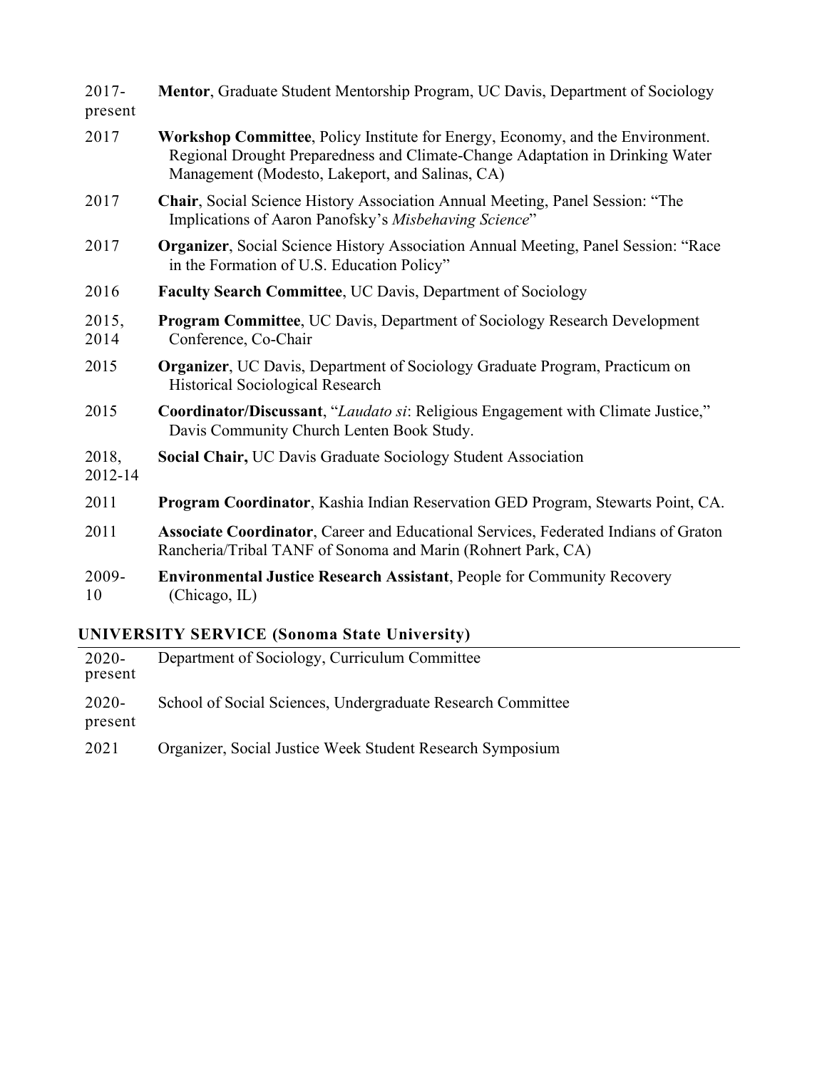| | |
|---|---|
| 2017-present | **Mentor**, Graduate Student Mentorship Program, UC Davis, Department of Sociology |
| 2017 | **Workshop Committee**, Policy Institute for Energy, Economy, and the Environment. Regional Drought Preparedness and Climate-Change Adaptation in Drinking Water Management (Modesto, Lakeport, and Salinas, CA) |
| 2017 | **Chair**, Social Science History Association Annual Meeting, Panel Session: "The Implications of Aaron Panofsky's *Misbehaving Science*" |
| 2017 | **Organizer**, Social Science History Association Annual Meeting, Panel Session: "Race in the Formation of U.S. Education Policy" |
| 2016 | **Faculty Search Committee**, UC Davis, Department of Sociology |
| 2015, 2014 | **Program Committee**, UC Davis, Department of Sociology Research Development Conference, Co-Chair |
| 2015 | **Organizer**, UC Davis, Department of Sociology Graduate Program, Practicum on Historical Sociological Research |
| 2015 | **Coordinator/Discussant**, "*Laudato si*: Religious Engagement with Climate Justice," Davis Community Church Lenten Book Study. |
| 2018, 2012-14 | **Social Chair,** UC Davis Graduate Sociology Student Association |
| 2011 | **Program Coordinator**, Kashia Indian Reservation GED Program, Stewarts Point, CA. |
| 2011 | **Associate Coordinator**, Career and Educational Services, Federated Indians of Graton Rancheria/Tribal TANF of Sonoma and Marin (Rohnert Park, CA) |
| 2009-10 | **Environmental Justice Research Assistant**, People for Community Recovery (Chicago, IL) |

## UNIVERSITY SERVICE (Sonoma State University)

| | |
|---|---|
| 2020-present | Department of Sociology, Curriculum Committee |
| 2020-present | School of Social Sciences, Undergraduate Research Committee |
| 2021 | Organizer, Social Justice Week Student Research Symposium |